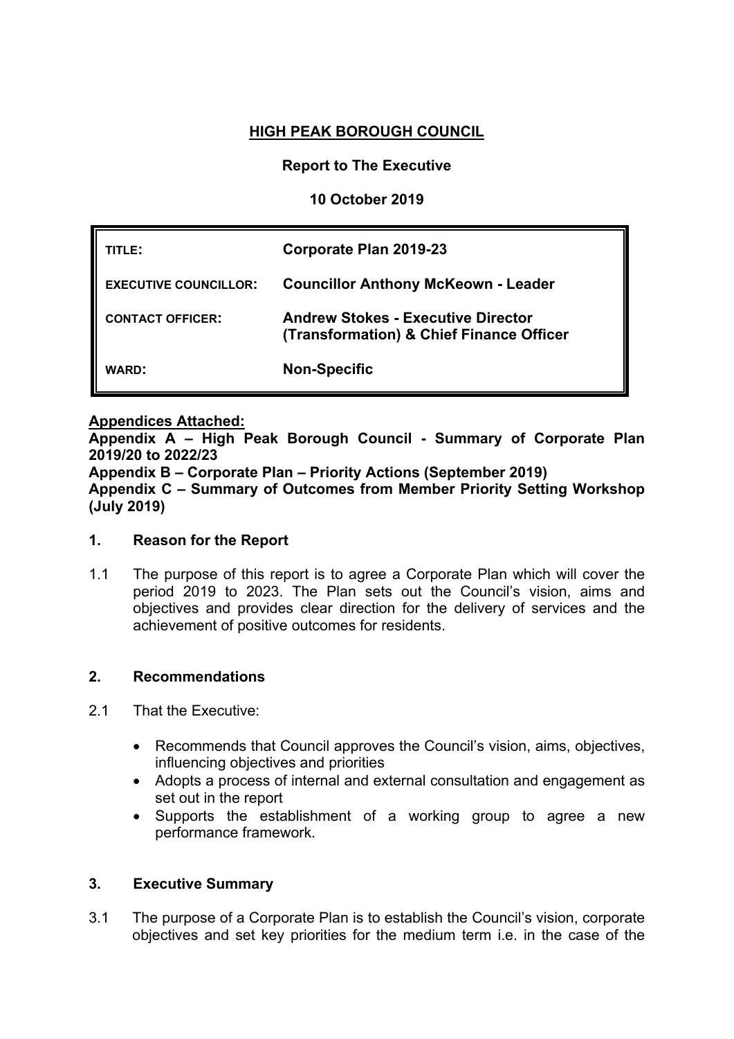# HIGH PEAK BOROUGH COUNCIL

**Report to The Executive**

**10 October 2019**

| | |
|---|---|
| **TITLE:** | **Corporate Plan 2019-23** |
| **EXECUTIVE COUNCILLOR:** | **Councillor Anthony McKeown - Leader** |
| **CONTACT OFFICER:** | **Andrew Stokes - Executive Director (Transformation) & Chief Finance Officer** |
| **WARD:** | **Non-Specific** |

**Appendices Attached:**
**Appendix A – High Peak Borough Council - Summary of Corporate Plan 2019/20 to 2022/23**
**Appendix B – Corporate Plan – Priority Actions (September 2019)**
**Appendix C – Summary of Outcomes from Member Priority Setting Workshop (July 2019)**

## 1. Reason for the Report

1.1 The purpose of this report is to agree a Corporate Plan which will cover the period 2019 to 2023. The Plan sets out the Council's vision, aims and objectives and provides clear direction for the delivery of services and the achievement of positive outcomes for residents.

## 2. Recommendations

2.1 That the Executive:

- Recommends that Council approves the Council's vision, aims, objectives, influencing objectives and priorities
- Adopts a process of internal and external consultation and engagement as set out in the report
- Supports the establishment of a working group to agree a new performance framework.

## 3. Executive Summary

3.1 The purpose of a Corporate Plan is to establish the Council's vision, corporate objectives and set key priorities for the medium term i.e. in the case of the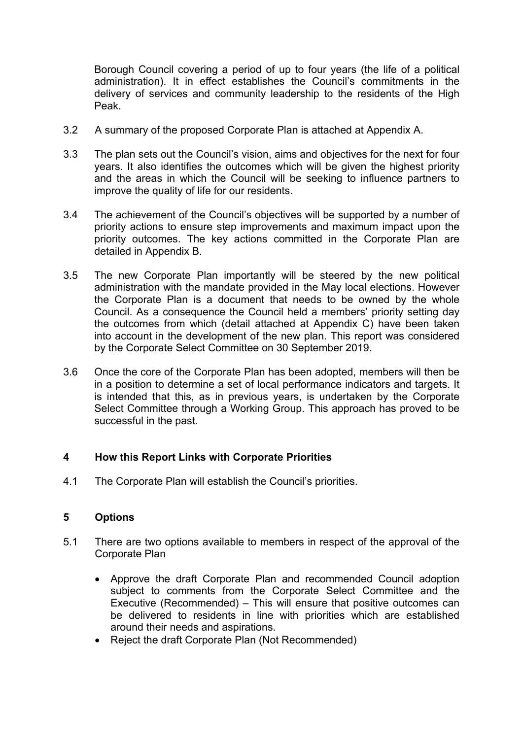Borough Council covering a period of up to four years (the life of a political administration). It in effect establishes the Council's commitments in the delivery of services and community leadership to the residents of the High Peak.

3.2 A summary of the proposed Corporate Plan is attached at Appendix A.

3.3 The plan sets out the Council's vision, aims and objectives for the next for four years. It also identifies the outcomes which will be given the highest priority and the areas in which the Council will be seeking to influence partners to improve the quality of life for our residents.

3.4 The achievement of the Council's objectives will be supported by a number of priority actions to ensure step improvements and maximum impact upon the priority outcomes. The key actions committed in the Corporate Plan are detailed in Appendix B.

3.5 The new Corporate Plan importantly will be steered by the new political administration with the mandate provided in the May local elections. However the Corporate Plan is a document that needs to be owned by the whole Council. As a consequence the Council held a members' priority setting day the outcomes from which (detail attached at Appendix C) have been taken into account in the development of the new plan. This report was considered by the Corporate Select Committee on 30 September 2019.

3.6 Once the core of the Corporate Plan has been adopted, members will then be in a position to determine a set of local performance indicators and targets. It is intended that this, as in previous years, is undertaken by the Corporate Select Committee through a Working Group. This approach has proved to be successful in the past.

## 4 How this Report Links with Corporate Priorities

4.1 The Corporate Plan will establish the Council's priorities.

## 5 Options

5.1 There are two options available to members in respect of the approval of the Corporate Plan

- Approve the draft Corporate Plan and recommended Council adoption subject to comments from the Corporate Select Committee and the Executive (Recommended) – This will ensure that positive outcomes can be delivered to residents in line with priorities which are established around their needs and aspirations.
- Reject the draft Corporate Plan (Not Recommended)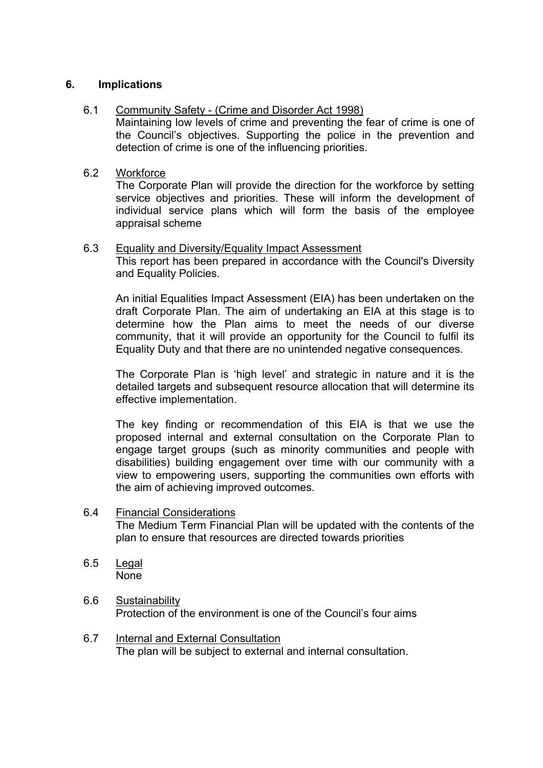## 6. Implications

### 6.1 Community Safety - (Crime and Disorder Act 1998)

Maintaining low levels of crime and preventing the fear of crime is one of the Council's objectives. Supporting the police in the prevention and detection of crime is one of the influencing priorities.

### 6.2 Workforce

The Corporate Plan will provide the direction for the workforce by setting service objectives and priorities. These will inform the development of individual service plans which will form the basis of the employee appraisal scheme

### 6.3 Equality and Diversity/Equality Impact Assessment

This report has been prepared in accordance with the Council's Diversity and Equality Policies.

An initial Equalities Impact Assessment (EIA) has been undertaken on the draft Corporate Plan. The aim of undertaking an EIA at this stage is to determine how the Plan aims to meet the needs of our diverse community, that it will provide an opportunity for the Council to fulfil its Equality Duty and that there are no unintended negative consequences.

The Corporate Plan is 'high level' and strategic in nature and it is the detailed targets and subsequent resource allocation that will determine its effective implementation.

The key finding or recommendation of this EIA is that we use the proposed internal and external consultation on the Corporate Plan to engage target groups (such as minority communities and people with disabilities) building engagement over time with our community with a view to empowering users, supporting the communities own efforts with the aim of achieving improved outcomes.

### 6.4 Financial Considerations

The Medium Term Financial Plan will be updated with the contents of the plan to ensure that resources are directed towards priorities

### 6.5 Legal

None

### 6.6 Sustainability

Protection of the environment is one of the Council's four aims

### 6.7 Internal and External Consultation

The plan will be subject to external and internal consultation.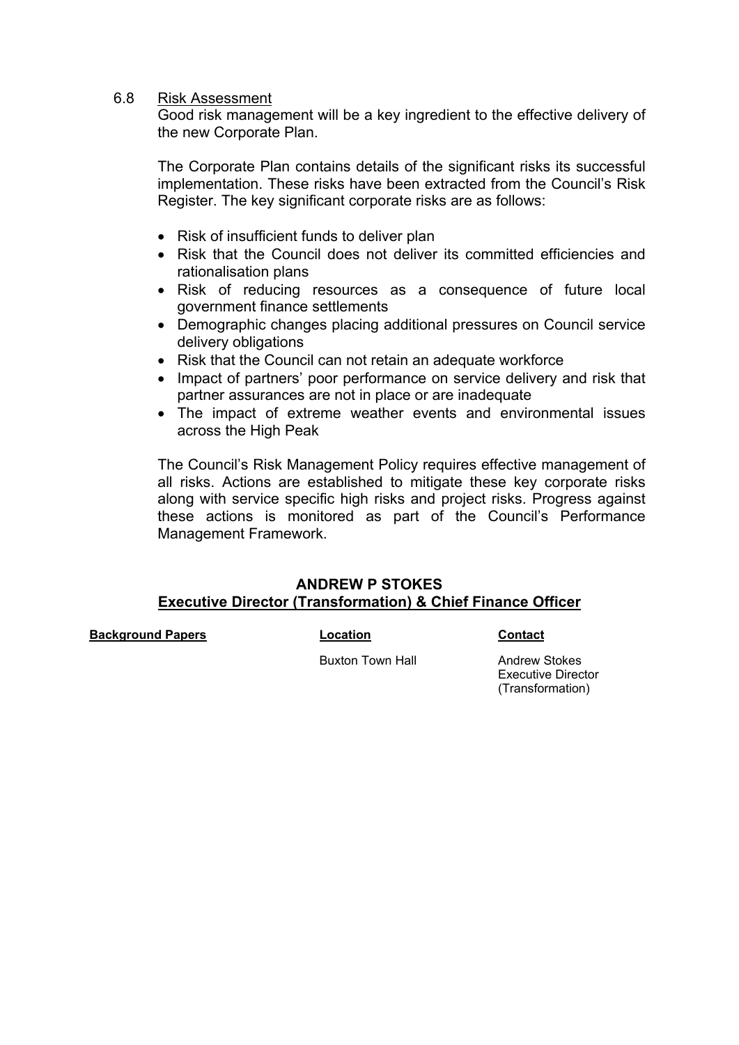6.8 Risk Assessment

Good risk management will be a key ingredient to the effective delivery of the new Corporate Plan.

The Corporate Plan contains details of the significant risks its successful implementation. These risks have been extracted from the Council's Risk Register. The key significant corporate risks are as follows:

- Risk of insufficient funds to deliver plan
- Risk that the Council does not deliver its committed efficiencies and rationalisation plans
- Risk of reducing resources as a consequence of future local government finance settlements
- Demographic changes placing additional pressures on Council service delivery obligations
- Risk that the Council can not retain an adequate workforce
- Impact of partners' poor performance on service delivery and risk that partner assurances are not in place or are inadequate
- The impact of extreme weather events and environmental issues across the High Peak

The Council's Risk Management Policy requires effective management of all risks. Actions are established to mitigate these key corporate risks along with service specific high risks and project risks. Progress against these actions is monitored as part of the Council's Performance Management Framework.

**ANDREW P STOKES**
**Executive Director (Transformation) & Chief Finance Officer**

| **Background Papers** | **Location** | **Contact** |
|---|---|---|
| | Buxton Town Hall | Andrew Stokes<br>Executive Director<br>(Transformation) |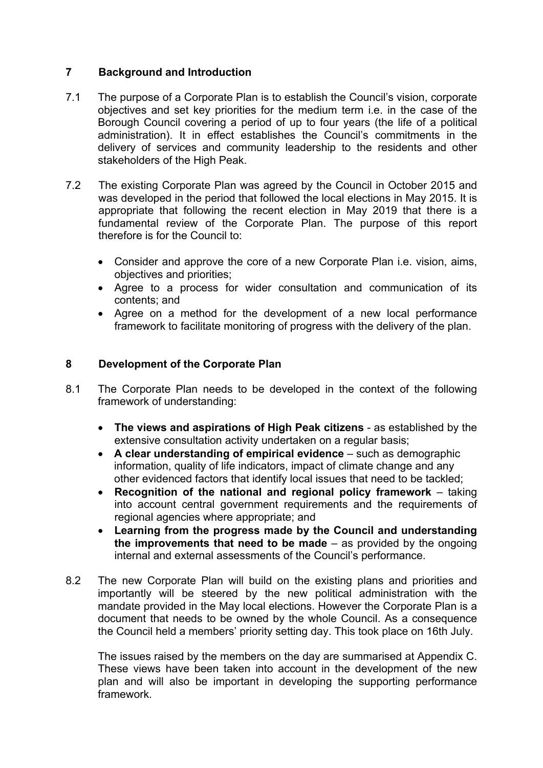## 7 Background and Introduction

7.1 The purpose of a Corporate Plan is to establish the Council's vision, corporate objectives and set key priorities for the medium term i.e. in the case of the Borough Council covering a period of up to four years (the life of a political administration). It in effect establishes the Council's commitments in the delivery of services and community leadership to the residents and other stakeholders of the High Peak.

7.2 The existing Corporate Plan was agreed by the Council in October 2015 and was developed in the period that followed the local elections in May 2015. It is appropriate that following the recent election in May 2019 that there is a fundamental review of the Corporate Plan. The purpose of this report therefore is for the Council to:

- Consider and approve the core of a new Corporate Plan i.e. vision, aims, objectives and priorities;
- Agree to a process for wider consultation and communication of its contents; and
- Agree on a method for the development of a new local performance framework to facilitate monitoring of progress with the delivery of the plan.

## 8 Development of the Corporate Plan

8.1 The Corporate Plan needs to be developed in the context of the following framework of understanding:

- **The views and aspirations of High Peak citizens** - as established by the extensive consultation activity undertaken on a regular basis;
- **A clear understanding of empirical evidence** – such as demographic information, quality of life indicators, impact of climate change and any other evidenced factors that identify local issues that need to be tackled;
- **Recognition of the national and regional policy framework** – taking into account central government requirements and the requirements of regional agencies where appropriate; and
- **Learning from the progress made by the Council and understanding the improvements that need to be made** – as provided by the ongoing internal and external assessments of the Council's performance.

8.2 The new Corporate Plan will build on the existing plans and priorities and importantly will be steered by the new political administration with the mandate provided in the May local elections. However the Corporate Plan is a document that needs to be owned by the whole Council. As a consequence the Council held a members' priority setting day. This took place on 16th July.

The issues raised by the members on the day are summarised at Appendix C. These views have been taken into account in the development of the new plan and will also be important in developing the supporting performance framework.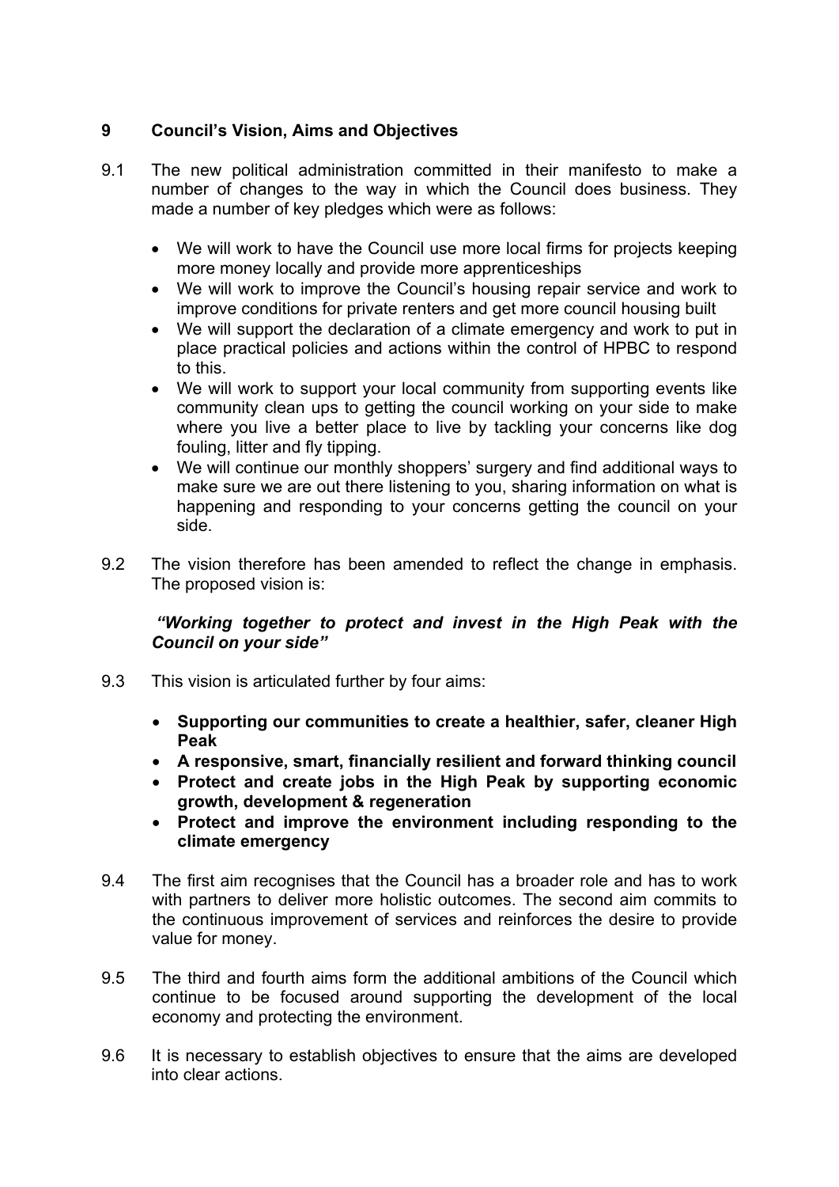## 9 Council's Vision, Aims and Objectives

9.1 The new political administration committed in their manifesto to make a number of changes to the way in which the Council does business. They made a number of key pledges which were as follows:

- We will work to have the Council use more local firms for projects keeping more money locally and provide more apprenticeships
- We will work to improve the Council's housing repair service and work to improve conditions for private renters and get more council housing built
- We will support the declaration of a climate emergency and work to put in place practical policies and actions within the control of HPBC to respond to this.
- We will work to support your local community from supporting events like community clean ups to getting the council working on your side to make where you live a better place to live by tackling your concerns like dog fouling, litter and fly tipping.
- We will continue our monthly shoppers' surgery and find additional ways to make sure we are out there listening to you, sharing information on what is happening and responding to your concerns getting the council on your side.

9.2 The vision therefore has been amended to reflect the change in emphasis. The proposed vision is:

***"Working together to protect and invest in the High Peak with the Council on your side"***

9.3 This vision is articulated further by four aims:

- **Supporting our communities to create a healthier, safer, cleaner High Peak**
- **A responsive, smart, financially resilient and forward thinking council**
- **Protect and create jobs in the High Peak by supporting economic growth, development & regeneration**
- **Protect and improve the environment including responding to the climate emergency**

9.4 The first aim recognises that the Council has a broader role and has to work with partners to deliver more holistic outcomes. The second aim commits to the continuous improvement of services and reinforces the desire to provide value for money.

9.5 The third and fourth aims form the additional ambitions of the Council which continue to be focused around supporting the development of the local economy and protecting the environment.

9.6 It is necessary to establish objectives to ensure that the aims are developed into clear actions.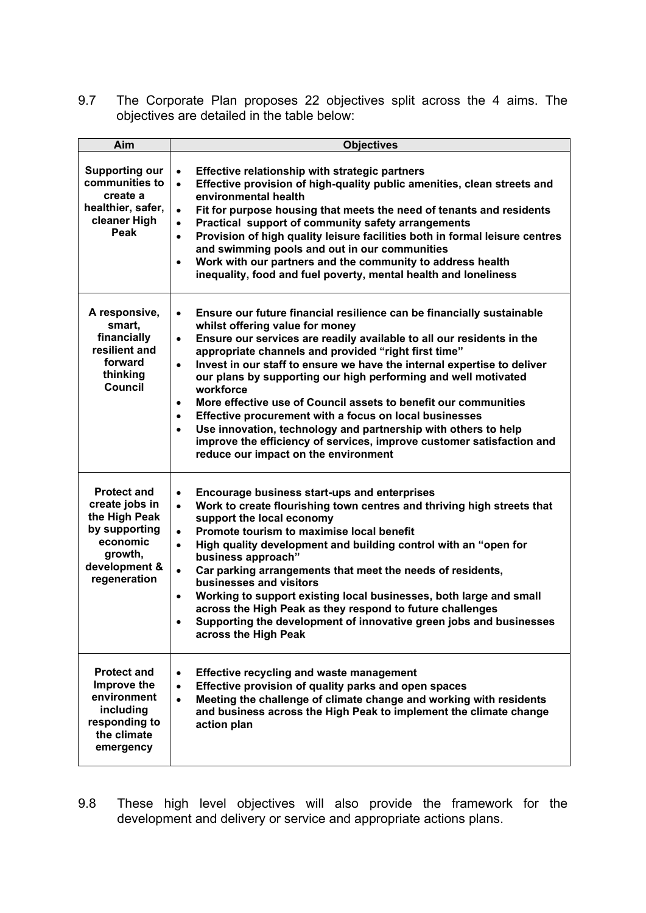9.7 The Corporate Plan proposes 22 objectives split across the 4 aims. The objectives are detailed in the table below:

| Aim | Objectives |
|---|---|
| **Supporting our communities to create a healthier, safer, cleaner High Peak** | • **Effective relationship with strategic partners**<br>• **Effective provision of high-quality public amenities, clean streets and environmental health**<br>• **Fit for purpose housing that meets the need of tenants and residents**<br>• **Practical support of community safety arrangements**<br>• **Provision of high quality leisure facilities both in formal leisure centres and swimming pools and out in our communities**<br>• **Work with our partners and the community to address health inequality, food and fuel poverty, mental health and loneliness** |
| **A responsive, smart, financially resilient and forward thinking Council** | • **Ensure our future financial resilience can be financially sustainable whilst offering value for money**<br>• **Ensure our services are readily available to all our residents in the appropriate channels and provided "right first time"**<br>• **Invest in our staff to ensure we have the internal expertise to deliver our plans by supporting our high performing and well motivated workforce**<br>• **More effective use of Council assets to benefit our communities**<br>• **Effective procurement with a focus on local businesses**<br>• **Use innovation, technology and partnership with others to help improve the efficiency of services, improve customer satisfaction and reduce our impact on the environment** |
| **Protect and create jobs in the High Peak by supporting economic growth, development & regeneration** | • **Encourage business start-ups and enterprises**<br>• **Work to create flourishing town centres and thriving high streets that support the local economy**<br>• **Promote tourism to maximise local benefit**<br>• **High quality development and building control with an "open for business approach"**<br>• **Car parking arrangements that meet the needs of residents, businesses and visitors**<br>• **Working to support existing local businesses, both large and small across the High Peak as they respond to future challenges**<br>• **Supporting the development of innovative green jobs and businesses across the High Peak** |
| **Protect and Improve the environment including responding to the climate emergency** | • **Effective recycling and waste management**<br>• **Effective provision of quality parks and open spaces**<br>• **Meeting the challenge of climate change and working with residents and business across the High Peak to implement the climate change action plan** |

9.8 These high level objectives will also provide the framework for the development and delivery or service and appropriate actions plans.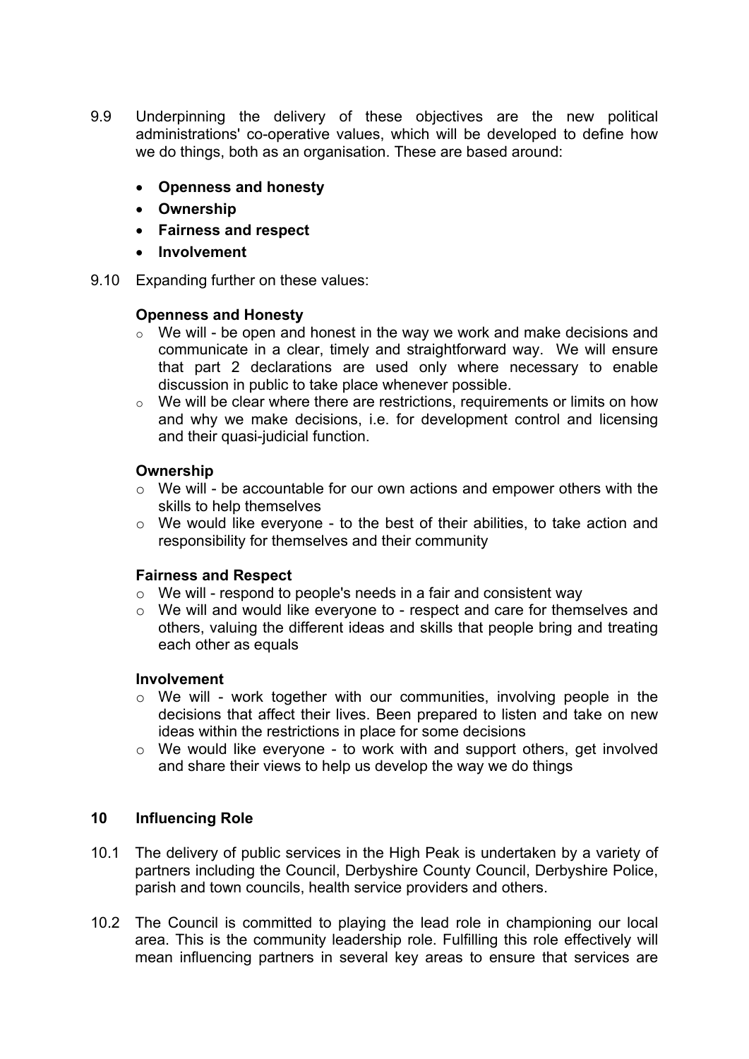9.9 Underpinning the delivery of these objectives are the new political administrations' co-operative values, which will be developed to define how we do things, both as an organisation. These are based around:

- **Openness and honesty**
- **Ownership**
- **Fairness and respect**
- **Involvement**

9.10 Expanding further on these values:

**Openness and Honesty**

- We will - be open and honest in the way we work and make decisions and communicate in a clear, timely and straightforward way. We will ensure that part 2 declarations are used only where necessary to enable discussion in public to take place whenever possible.
- We will be clear where there are restrictions, requirements or limits on how and why we make decisions, i.e. for development control and licensing and their quasi-judicial function.

**Ownership**

- We will - be accountable for our own actions and empower others with the skills to help themselves
- We would like everyone - to the best of their abilities, to take action and responsibility for themselves and their community

**Fairness and Respect**

- We will - respond to people's needs in a fair and consistent way
- We will and would like everyone to - respect and care for themselves and others, valuing the different ideas and skills that people bring and treating each other as equals

**Involvement**

- We will - work together with our communities, involving people in the decisions that affect their lives. Been prepared to listen and take on new ideas within the restrictions in place for some decisions
- We would like everyone - to work with and support others, get involved and share their views to help us develop the way we do things

## 10 Influencing Role

10.1 The delivery of public services in the High Peak is undertaken by a variety of partners including the Council, Derbyshire County Council, Derbyshire Police, parish and town councils, health service providers and others.

10.2 The Council is committed to playing the lead role in championing our local area. This is the community leadership role. Fulfilling this role effectively will mean influencing partners in several key areas to ensure that services are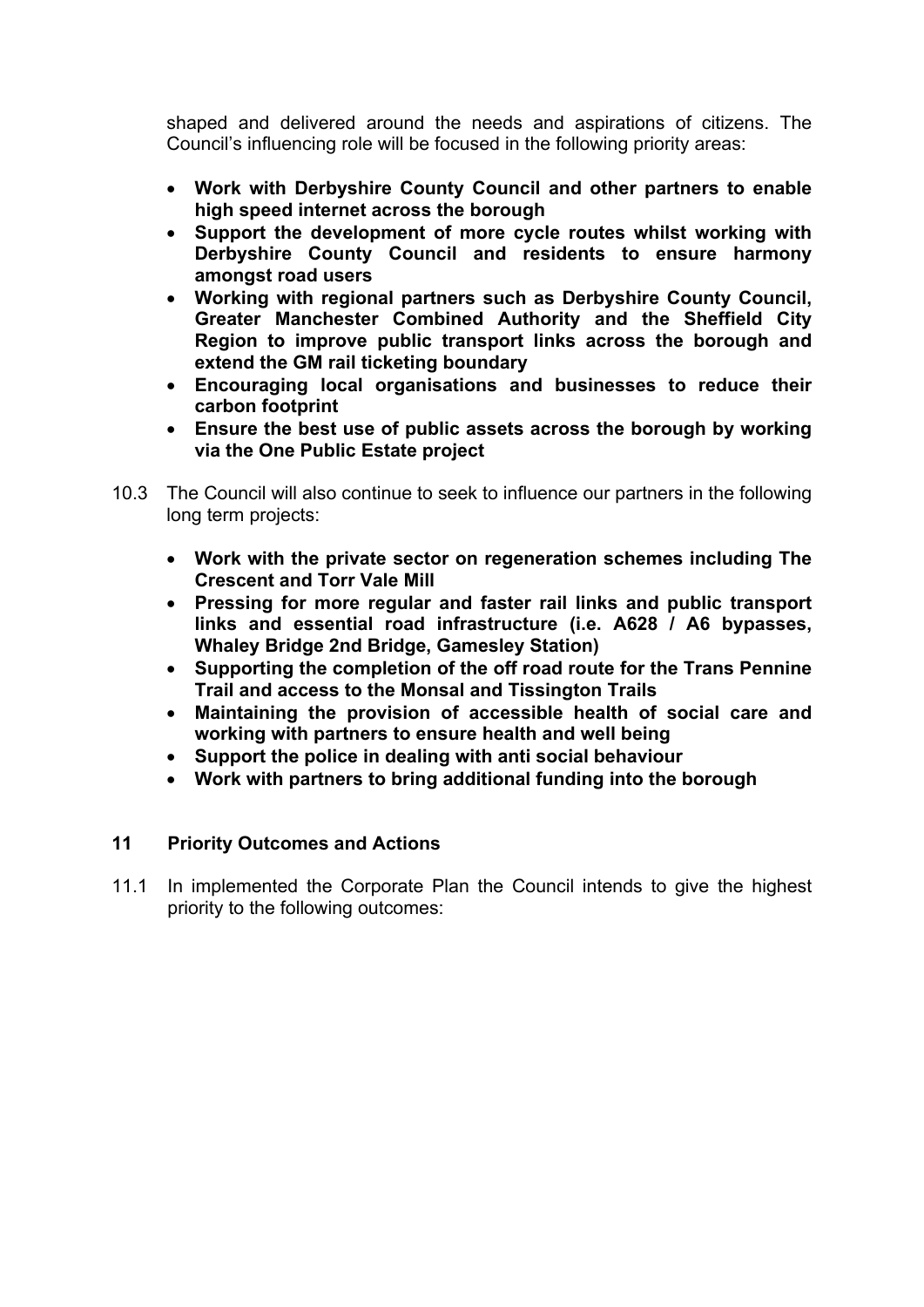shaped and delivered around the needs and aspirations of citizens. The Council's influencing role will be focused in the following priority areas:

- **Work with Derbyshire County Council and other partners to enable high speed internet across the borough**
- **Support the development of more cycle routes whilst working with Derbyshire County Council and residents to ensure harmony amongst road users**
- **Working with regional partners such as Derbyshire County Council, Greater Manchester Combined Authority and the Sheffield City Region to improve public transport links across the borough and extend the GM rail ticketing boundary**
- **Encouraging local organisations and businesses to reduce their carbon footprint**
- **Ensure the best use of public assets across the borough by working via the One Public Estate project**

10.3 The Council will also continue to seek to influence our partners in the following long term projects:

- **Work with the private sector on regeneration schemes including The Crescent and Torr Vale Mill**
- **Pressing for more regular and faster rail links and public transport links and essential road infrastructure (i.e. A628 / A6 bypasses, Whaley Bridge 2nd Bridge, Gamesley Station)**
- **Supporting the completion of the off road route for the Trans Pennine Trail and access to the Monsal and Tissington Trails**
- **Maintaining the provision of accessible health of social care and working with partners to ensure health and well being**
- **Support the police in dealing with anti social behaviour**
- **Work with partners to bring additional funding into the borough**

## 11 Priority Outcomes and Actions

11.1 In implemented the Corporate Plan the Council intends to give the highest priority to the following outcomes: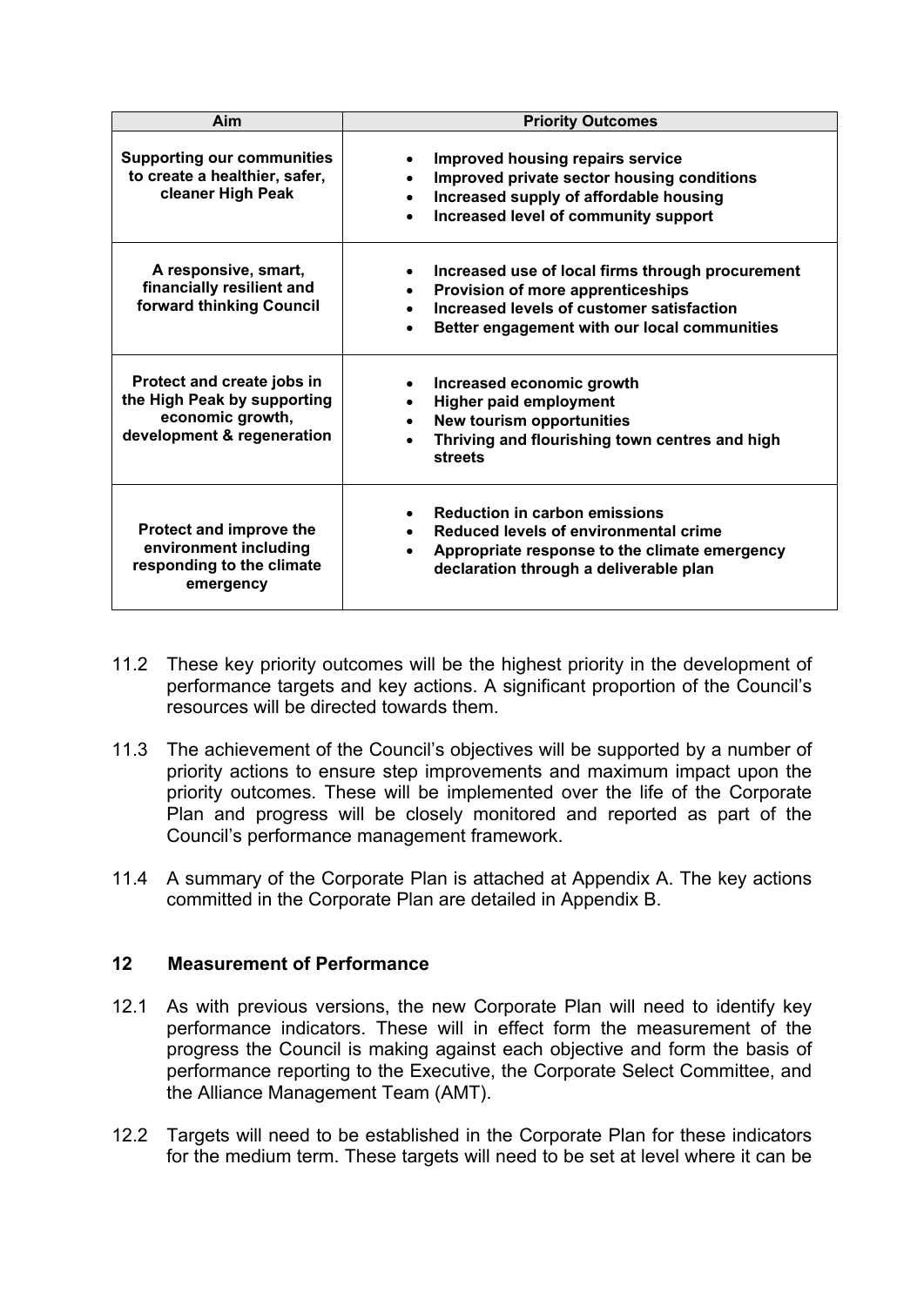| Aim | Priority Outcomes |
|---|---|
| **Supporting our communities to create a healthier, safer, cleaner High Peak** | • **Improved housing repairs service**<br>• **Improved private sector housing conditions**<br>• **Increased supply of affordable housing**<br>• **Increased level of community support** |
| **A responsive, smart, financially resilient and forward thinking Council** | • **Increased use of local firms through procurement**<br>• **Provision of more apprenticeships**<br>• **Increased levels of customer satisfaction**<br>• **Better engagement with our local communities** |
| **Protect and create jobs in the High Peak by supporting economic growth, development & regeneration** | • **Increased economic growth**<br>• **Higher paid employment**<br>• **New tourism opportunities**<br>• **Thriving and flourishing town centres and high streets** |
| **Protect and improve the environment including responding to the climate emergency** | • **Reduction in carbon emissions**<br>• **Reduced levels of environmental crime**<br>• **Appropriate response to the climate emergency declaration through a deliverable plan** |

11.2 These key priority outcomes will be the highest priority in the development of performance targets and key actions. A significant proportion of the Council's resources will be directed towards them.

11.3 The achievement of the Council's objectives will be supported by a number of priority actions to ensure step improvements and maximum impact upon the priority outcomes. These will be implemented over the life of the Corporate Plan and progress will be closely monitored and reported as part of the Council's performance management framework.

11.4 A summary of the Corporate Plan is attached at Appendix A. The key actions committed in the Corporate Plan are detailed in Appendix B.

## 12 Measurement of Performance

12.1 As with previous versions, the new Corporate Plan will need to identify key performance indicators. These will in effect form the measurement of the progress the Council is making against each objective and form the basis of performance reporting to the Executive, the Corporate Select Committee, and the Alliance Management Team (AMT).

12.2 Targets will need to be established in the Corporate Plan for these indicators for the medium term. These targets will need to be set at level where it can be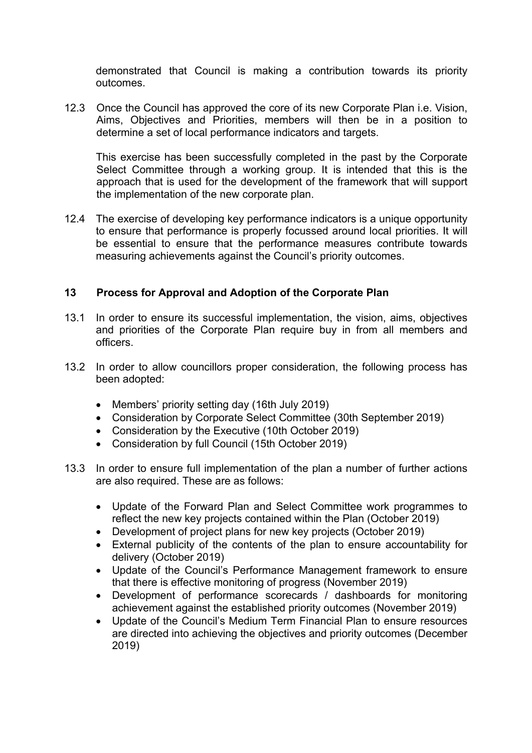demonstrated that Council is making a contribution towards its priority outcomes.

12.3 Once the Council has approved the core of its new Corporate Plan i.e. Vision, Aims, Objectives and Priorities, members will then be in a position to determine a set of local performance indicators and targets.

This exercise has been successfully completed in the past by the Corporate Select Committee through a working group. It is intended that this is the approach that is used for the development of the framework that will support the implementation of the new corporate plan.

12.4 The exercise of developing key performance indicators is a unique opportunity to ensure that performance is properly focussed around local priorities. It will be essential to ensure that the performance measures contribute towards measuring achievements against the Council's priority outcomes.

## 13 Process for Approval and Adoption of the Corporate Plan

13.1 In order to ensure its successful implementation, the vision, aims, objectives and priorities of the Corporate Plan require buy in from all members and officers.

13.2 In order to allow councillors proper consideration, the following process has been adopted:

- Members' priority setting day (16th July 2019)
- Consideration by Corporate Select Committee (30th September 2019)
- Consideration by the Executive (10th October 2019)
- Consideration by full Council (15th October 2019)

13.3 In order to ensure full implementation of the plan a number of further actions are also required. These are as follows:

- Update of the Forward Plan and Select Committee work programmes to reflect the new key projects contained within the Plan (October 2019)
- Development of project plans for new key projects (October 2019)
- External publicity of the contents of the plan to ensure accountability for delivery (October 2019)
- Update of the Council's Performance Management framework to ensure that there is effective monitoring of progress (November 2019)
- Development of performance scorecards / dashboards for monitoring achievement against the established priority outcomes (November 2019)
- Update of the Council's Medium Term Financial Plan to ensure resources are directed into achieving the objectives and priority outcomes (December 2019)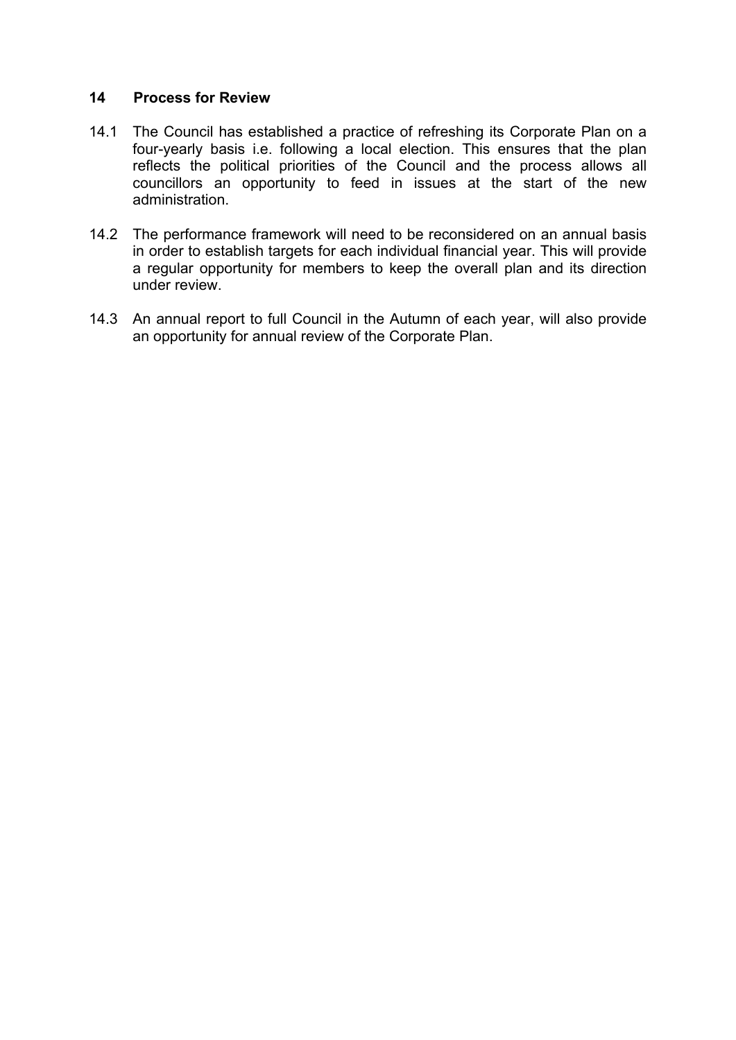## 14 Process for Review

14.1 The Council has established a practice of refreshing its Corporate Plan on a four-yearly basis i.e. following a local election. This ensures that the plan reflects the political priorities of the Council and the process allows all councillors an opportunity to feed in issues at the start of the new administration.

14.2 The performance framework will need to be reconsidered on an annual basis in order to establish targets for each individual financial year. This will provide a regular opportunity for members to keep the overall plan and its direction under review.

14.3 An annual report to full Council in the Autumn of each year, will also provide an opportunity for annual review of the Corporate Plan.